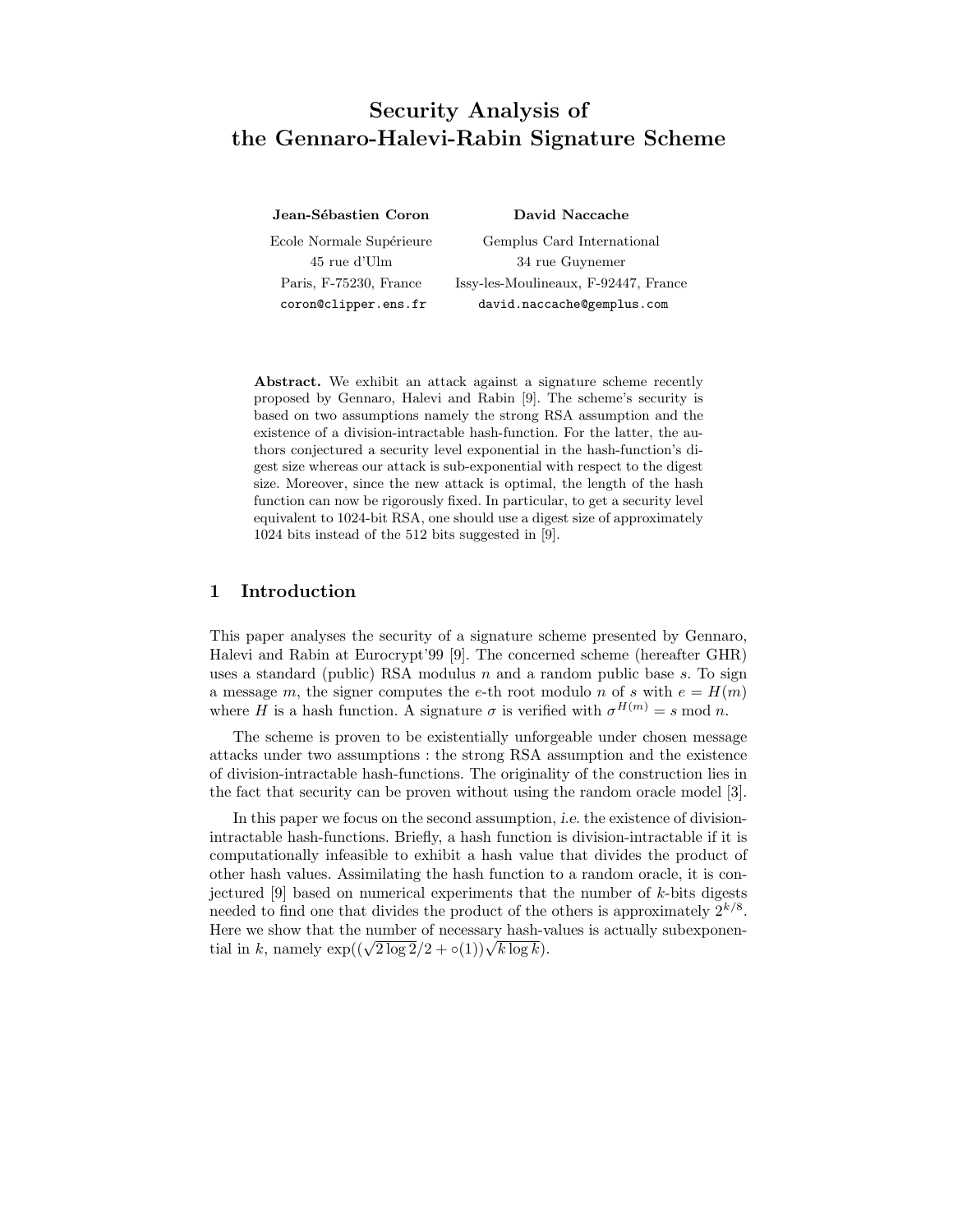# Security Analysis of the Gennaro-Halevi-Rabin Signature Scheme

**Jean-Sébastien Coron**
Ecole Normale Supérieure
45 rue d'Ulm
Paris, F-75230, France
coron@clipper.ens.fr

**David Naccache**
Gemplus Card International
34 rue Guynemer
Issy-les-Moulineaux, F-92447, France
david.naccache@gemplus.com

**Abstract.** We exhibit an attack against a signature scheme recently proposed by Gennaro, Halevi and Rabin [9]. The scheme's security is based on two assumptions namely the strong RSA assumption and the existence of a division-intractable hash-function. For the latter, the authors conjectured a security level exponential in the hash-function's digest size whereas our attack is sub-exponential with respect to the digest size. Moreover, since the new attack is optimal, the length of the hash function can now be rigorously fixed. In particular, to get a security level equivalent to 1024-bit RSA, one should use a digest size of approximately 1024 bits instead of the 512 bits suggested in [9].

## 1 Introduction

This paper analyses the security of a signature scheme presented by Gennaro, Halevi and Rabin at Eurocrypt'99 [9]. The concerned scheme (hereafter GHR) uses a standard (public) RSA modulus $n$ and a random public base $s$. To sign a message $m$, the signer computes the $e$-th root modulo $n$ of $s$ with $e = H(m)$ where $H$ is a hash function. A signature $\sigma$ is verified with $\sigma^{H(m)} = s \bmod n$.

The scheme is proven to be existentially unforgeable under chosen message attacks under two assumptions : the strong RSA assumption and the existence of division-intractable hash-functions. The originality of the construction lies in the fact that security can be proven without using the random oracle model [3].

In this paper we focus on the second assumption, *i.e.* the existence of division-intractable hash-functions. Briefly, a hash function is division-intractable if it is computationally infeasible to exhibit a hash value that divides the product of other hash values. Assimilating the hash function to a random oracle, it is conjectured [9] based on numerical experiments that the number of $k$-bits digests needed to find one that divides the product of the others is approximately $2^{k/8}$. Here we show that the number of necessary hash-values is actually subexponential in $k$, namely $\exp((\sqrt{2\log 2}/2 + \circ(1))\sqrt{k \log k})$.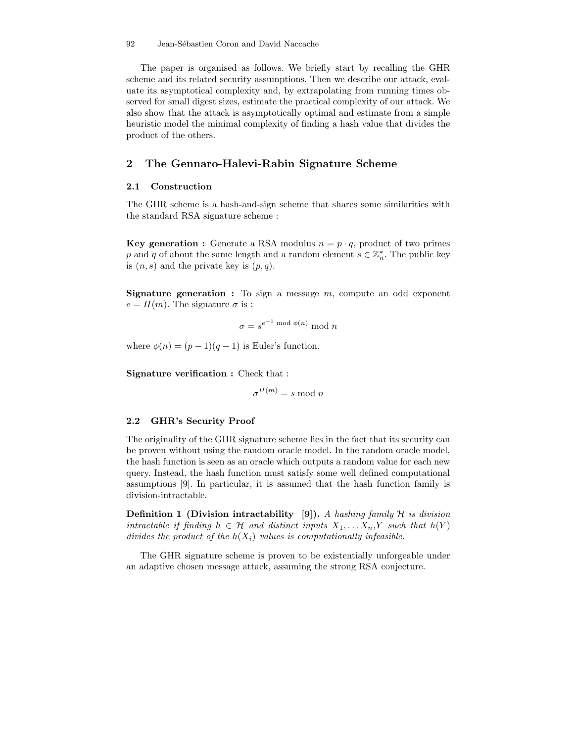The paper is organised as follows. We briefly start by recalling the GHR scheme and its related security assumptions. Then we describe our attack, evaluate its asymptotical complexity and, by extrapolating from running times observed for small digest sizes, estimate the practical complexity of our attack. We also show that the attack is asymptotically optimal and estimate from a simple heuristic model the minimal complexity of finding a hash value that divides the product of the others.

## 2 The Gennaro-Halevi-Rabin Signature Scheme

### 2.1 Construction

The GHR scheme is a hash-and-sign scheme that shares some similarities with the standard RSA signature scheme :

**Key generation :** Generate a RSA modulus $n = p \cdot q$, product of two primes $p$ and $q$ of about the same length and a random element $s \in \mathbb{Z}_n^*$. The public key is $(n, s)$ and the private key is $(p, q)$.

**Signature generation :** To sign a message $m$, compute an odd exponent $e = H(m)$. The signature $\sigma$ is :

$$\sigma = s^{e^{-1} \bmod \phi(n)} \bmod n$$

where $\phi(n) = (p-1)(q-1)$ is Euler's function.

**Signature verification :** Check that :

$$\sigma^{H(m)} = s \bmod n$$

### 2.2 GHR's Security Proof

The originality of the GHR signature scheme lies in the fact that its security can be proven without using the random oracle model. In the random oracle model, the hash function is seen as an oracle which outputs a random value for each new query. Instead, the hash function must satisfy some well defined computational assumptions [9]. In particular, it is assumed that the hash function family is division-intractable.

**Definition 1 (Division intractability [9]).** *A hashing family $\mathcal{H}$ is division intractable if finding $h \in \mathcal{H}$ and distinct inputs $X_1, \dots X_n, Y$ such that $h(Y)$ divides the product of the $h(X_i)$ values is computationally infeasible.*

The GHR signature scheme is proven to be existentially unforgeable under an adaptive chosen message attack, assuming the strong RSA conjecture.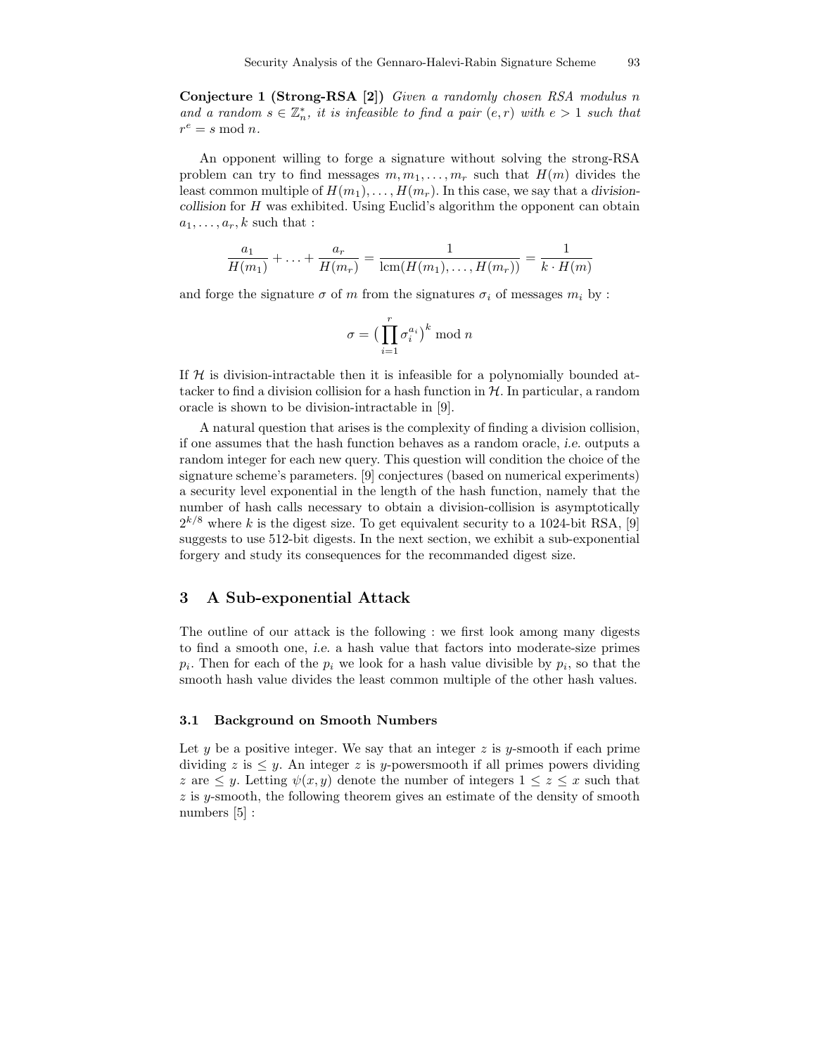**Conjecture 1 (Strong-RSA [2])** *Given a randomly chosen RSA modulus $n$ and a random $s \in \mathbb{Z}_n^*$, it is infeasible to find a pair $(e, r)$ with $e > 1$ such that $r^e = s \bmod n$.*

An opponent willing to forge a signature without solving the strong-RSA problem can try to find messages $m, m_1, \ldots, m_r$ such that $H(m)$ divides the least common multiple of $H(m_1), \ldots, H(m_r)$. In this case, we say that a *division-collision* for $H$ was exhibited. Using Euclid's algorithm the opponent can obtain $a_1, \ldots, a_r, k$ such that :

$$\frac{a_1}{H(m_1)} + \ldots + \frac{a_r}{H(m_r)} = \frac{1}{\text{lcm}(H(m_1), \ldots, H(m_r))} = \frac{1}{k \cdot H(m)}$$

and forge the signature $\sigma$ of $m$ from the signatures $\sigma_i$ of messages $m_i$ by :

$$\sigma = \big(\prod_{i=1}^{r} \sigma_i^{a_i}\big)^k \bmod n$$

If $\mathcal{H}$ is division-intractable then it is infeasible for a polynomially bounded attacker to find a division collision for a hash function in $\mathcal{H}$. In particular, a random oracle is shown to be division-intractable in [9].

A natural question that arises is the complexity of finding a division collision, if one assumes that the hash function behaves as a random oracle, *i.e.* outputs a random integer for each new query. This question will condition the choice of the signature scheme's parameters. [9] conjectures (based on numerical experiments) a security level exponential in the length of the hash function, namely that the number of hash calls necessary to obtain a division-collision is asymptotically $2^{k/8}$ where $k$ is the digest size. To get equivalent security to a 1024-bit RSA, [9] suggests to use 512-bit digests. In the next section, we exhibit a sub-exponential forgery and study its consequences for the recommanded digest size.

## 3 A Sub-exponential Attack

The outline of our attack is the following : we first look among many digests to find a smooth one, *i.e.* a hash value that factors into moderate-size primes $p_i$. Then for each of the $p_i$ we look for a hash value divisible by $p_i$, so that the smooth hash value divides the least common multiple of the other hash values.

### 3.1 Background on Smooth Numbers

Let $y$ be a positive integer. We say that an integer $z$ is $y$-smooth if each prime dividing $z$ is $\leq y$. An integer $z$ is $y$-powersmooth if all primes powers dividing $z$ are $\leq y$. Letting $\psi(x, y)$ denote the number of integers $1 \leq z \leq x$ such that $z$ is $y$-smooth, the following theorem gives an estimate of the density of smooth numbers [5] :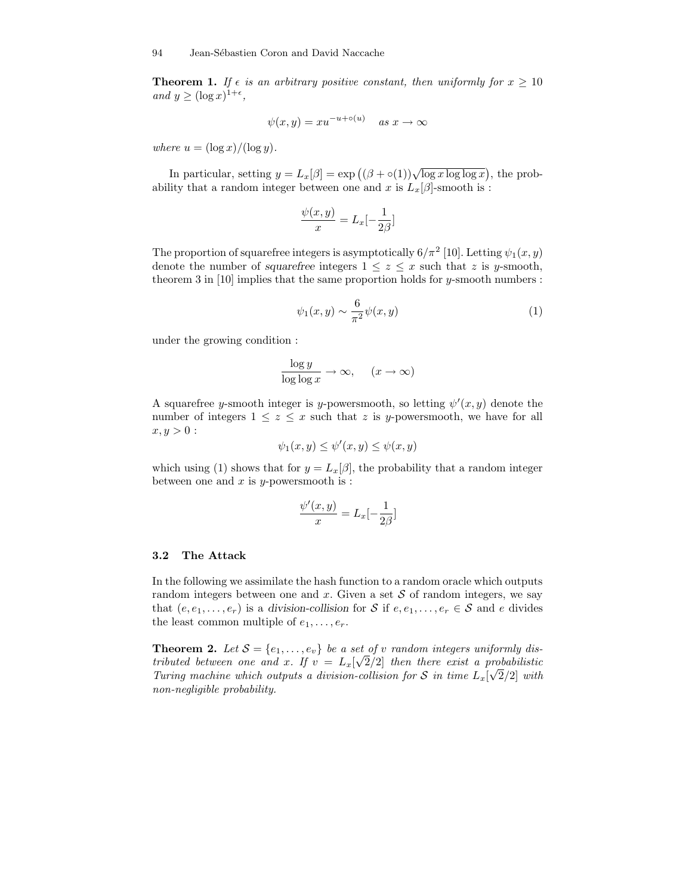**Theorem 1.** *If $\epsilon$ is an arbitrary positive constant, then uniformly for $x \geq 10$ and $y \geq (\log x)^{1+\epsilon}$,*

$$\psi(x, y) = x u^{-u+\circ(u)} \quad \text{as } x \to \infty$$

*where $u = (\log x)/(\log y)$.*

In particular, setting $y = L_x[\beta] = \exp\left((\beta + \circ(1))\sqrt{\log x \log\log x}\right)$, the probability that a random integer between one and $x$ is $L_x[\beta]$-smooth is :

$$\frac{\psi(x, y)}{x} = L_x[-\frac{1}{2\beta}]$$

The proportion of squarefree integers is asymptotically $6/\pi^2$ [10]. Letting $\psi_1(x, y)$ denote the number of *squarefree* integers $1 \leq z \leq x$ such that $z$ is $y$-smooth, theorem 3 in [10] implies that the same proportion holds for $y$-smooth numbers :

$$\psi_1(x, y) \sim \frac{6}{\pi^2}\psi(x, y) \tag{1}$$

under the growing condition :

$$\frac{\log y}{\log\log x} \to \infty, \qquad (x \to \infty)$$

A squarefree $y$-smooth integer is $y$-powersmooth, so letting $\psi'(x, y)$ denote the number of integers $1 \leq z \leq x$ such that $z$ is $y$-powersmooth, we have for all $x, y > 0$ :

$$\psi_1(x, y) \leq \psi'(x, y) \leq \psi(x, y)$$

which using (1) shows that for $y = L_x[\beta]$, the probability that a random integer between one and $x$ is $y$-powersmooth is :

$$\frac{\psi'(x, y)}{x} = L_x[-\frac{1}{2\beta}]$$

### 3.2 The Attack

In the following we assimilate the hash function to a random oracle which outputs random integers between one and $x$. Given a set $\mathcal{S}$ of random integers, we say that $(e, e_1, \ldots, e_r)$ is a *division-collision* for $\mathcal{S}$ if $e, e_1, \ldots, e_r \in \mathcal{S}$ and $e$ divides the least common multiple of $e_1, \ldots, e_r$.

**Theorem 2.** *Let $\mathcal{S} = \{e_1, \ldots, e_v\}$ be a set of $v$ random integers uniformly distributed between one and $x$. If $v = L_x[\sqrt{2}/2]$ then there exist a probabilistic Turing machine which outputs a division-collision for $\mathcal{S}$ in time $L_x[\sqrt{2}/2]$ with non-negligible probability.*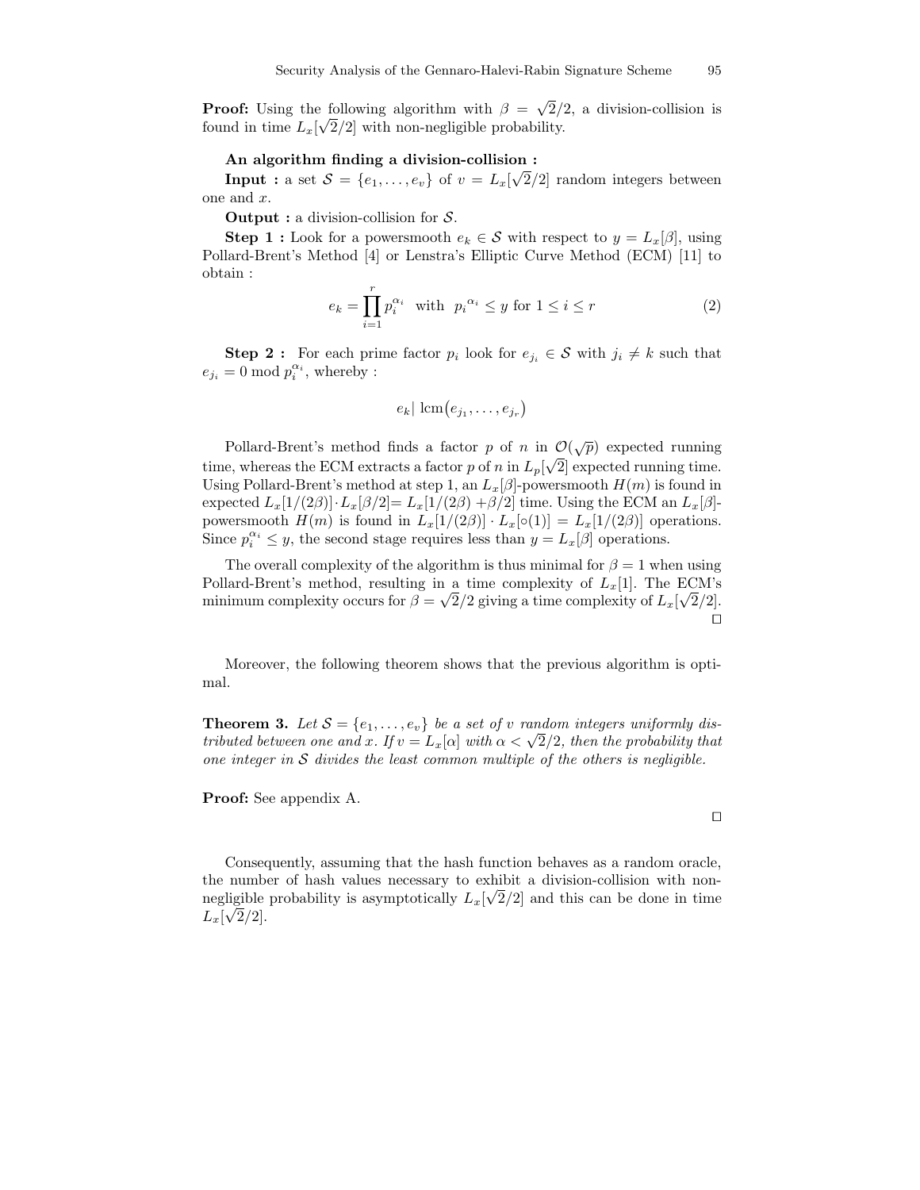**Proof:** Using the following algorithm with $\beta = \sqrt{2}/2$, a division-collision is found in time $L_x[\sqrt{2}/2]$ with non-negligible probability.

**An algorithm finding a division-collision :**

**Input :** a set $\mathcal{S} = \{e_1, \ldots, e_v\}$ of $v = L_x[\sqrt{2}/2]$ random integers between one and $x$.

**Output :** a division-collision for $\mathcal{S}$.

**Step 1 :** Look for a powersmooth $e_k \in \mathcal{S}$ with respect to $y = L_x[\beta]$, using Pollard-Brent's Method [4] or Lenstra's Elliptic Curve Method (ECM) [11] to obtain :

$$e_k = \prod_{i=1}^{r} p_i^{\alpha_i} \quad \text{with} \quad p_i^{\alpha_i} \leq y \text{ for } 1 \leq i \leq r \tag{2}$$

**Step 2 :** For each prime factor $p_i$ look for $e_{j_i} \in \mathcal{S}$ with $j_i \neq k$ such that $e_{j_i} = 0 \bmod p_i^{\alpha_i}$, whereby :

$$e_k | \operatorname{lcm}(e_{j_1}, \ldots, e_{j_r})$$

Pollard-Brent's method finds a factor $p$ of $n$ in $\mathcal{O}(\sqrt{p})$ expected running time, whereas the ECM extracts a factor $p$ of $n$ in $L_p[\sqrt{2}]$ expected running time. Using Pollard-Brent's method at step 1, an $L_x[\beta]$-powersmooth $H(m)$ is found in expected $L_x[1/(2\beta)] \cdot L_x[\beta/2] = L_x[1/(2\beta) + \beta/2]$ time. Using the ECM an $L_x[\beta]$-powersmooth $H(m)$ is found in $L_x[1/(2\beta)] \cdot L_x[\circ(1)] = L_x[1/(2\beta)]$ operations. Since $p_i^{\alpha_i} \leq y$, the second stage requires less than $y = L_x[\beta]$ operations.

The overall complexity of the algorithm is thus minimal for $\beta = 1$ when using Pollard-Brent's method, resulting in a time complexity of $L_x[1]$. The ECM's minimum complexity occurs for $\beta = \sqrt{2}/2$ giving a time complexity of $L_x[\sqrt{2}/2]$. □

Moreover, the following theorem shows that the previous algorithm is optimal.

**Theorem 3.** *Let $\mathcal{S} = \{e_1, \ldots, e_v\}$ be a set of $v$ random integers uniformly distributed between one and $x$. If $v = L_x[\alpha]$ with $\alpha < \sqrt{2}/2$, then the probability that one integer in $\mathcal{S}$ divides the least common multiple of the others is negligible.*

**Proof:** See appendix A.

□

Consequently, assuming that the hash function behaves as a random oracle, the number of hash values necessary to exhibit a division-collision with non-negligible probability is asymptotically $L_x[\sqrt{2}/2]$ and this can be done in time $L_x[\sqrt{2}/2]$.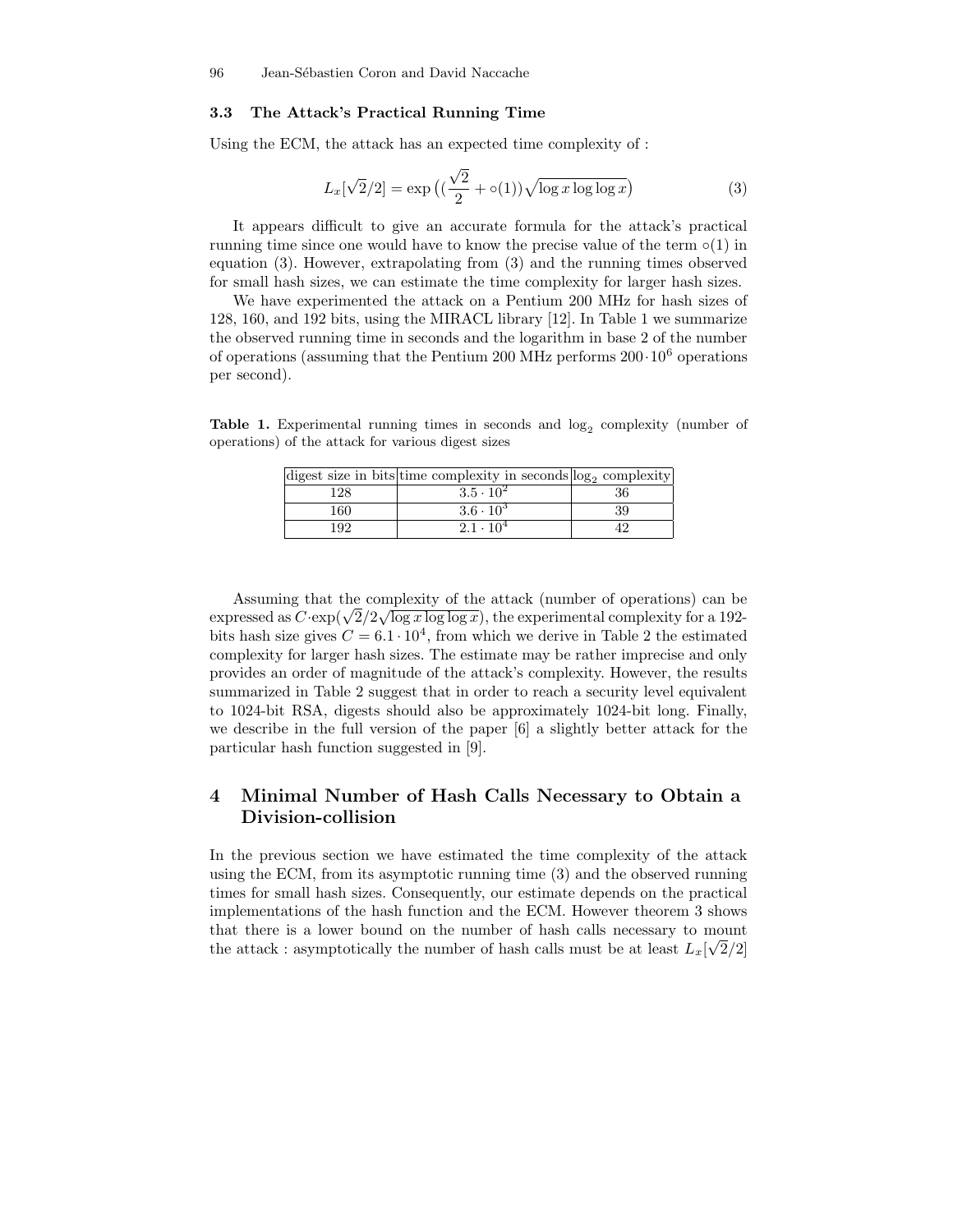### 3.3 The Attack's Practical Running Time

Using the ECM, the attack has an expected time complexity of :

$$L_x[\sqrt{2}/2] = \exp\left((\frac{\sqrt{2}}{2} + \circ(1))\sqrt{\log x \log\log x}\right) \tag{3}$$

It appears difficult to give an accurate formula for the attack's practical running time since one would have to know the precise value of the term $\circ(1)$ in equation (3). However, extrapolating from (3) and the running times observed for small hash sizes, we can estimate the time complexity for larger hash sizes.

We have experimented the attack on a Pentium 200 MHz for hash sizes of 128, 160, and 192 bits, using the MIRACL library [12]. In Table 1 we summarize the observed running time in seconds and the logarithm in base 2 of the number of operations (assuming that the Pentium 200 MHz performs $200 \cdot 10^6$ operations per second).

**Table 1.** Experimental running times in seconds and $\log_2$ complexity (number of operations) of the attack for various digest sizes

| digest size in bits | time complexity in seconds | $\log_2$ complexity |
|---|---|---|
| 128 | $3.5 \cdot 10^2$ | 36 |
| 160 | $3.6 \cdot 10^3$ | 39 |
| 192 | $2.1 \cdot 10^4$ | 42 |

Assuming that the complexity of the attack (number of operations) can be expressed as $C \cdot \exp(\sqrt{2}/2\sqrt{\log x \log\log x})$, the experimental complexity for a 192-bits hash size gives $C = 6.1 \cdot 10^4$, from which we derive in Table 2 the estimated complexity for larger hash sizes. The estimate may be rather imprecise and only provides an order of magnitude of the attack's complexity. However, the results summarized in Table 2 suggest that in order to reach a security level equivalent to 1024-bit RSA, digests should also be approximately 1024-bit long. Finally, we describe in the full version of the paper [6] a slightly better attack for the particular hash function suggested in [9].

## 4 Minimal Number of Hash Calls Necessary to Obtain a Division-collision

In the previous section we have estimated the time complexity of the attack using the ECM, from its asymptotic running time (3) and the observed running times for small hash sizes. Consequently, our estimate depends on the practical implementations of the hash function and the ECM. However theorem 3 shows that there is a lower bound on the number of hash calls necessary to mount the attack : asymptotically the number of hash calls must be at least $L_x[\sqrt{2}/2]$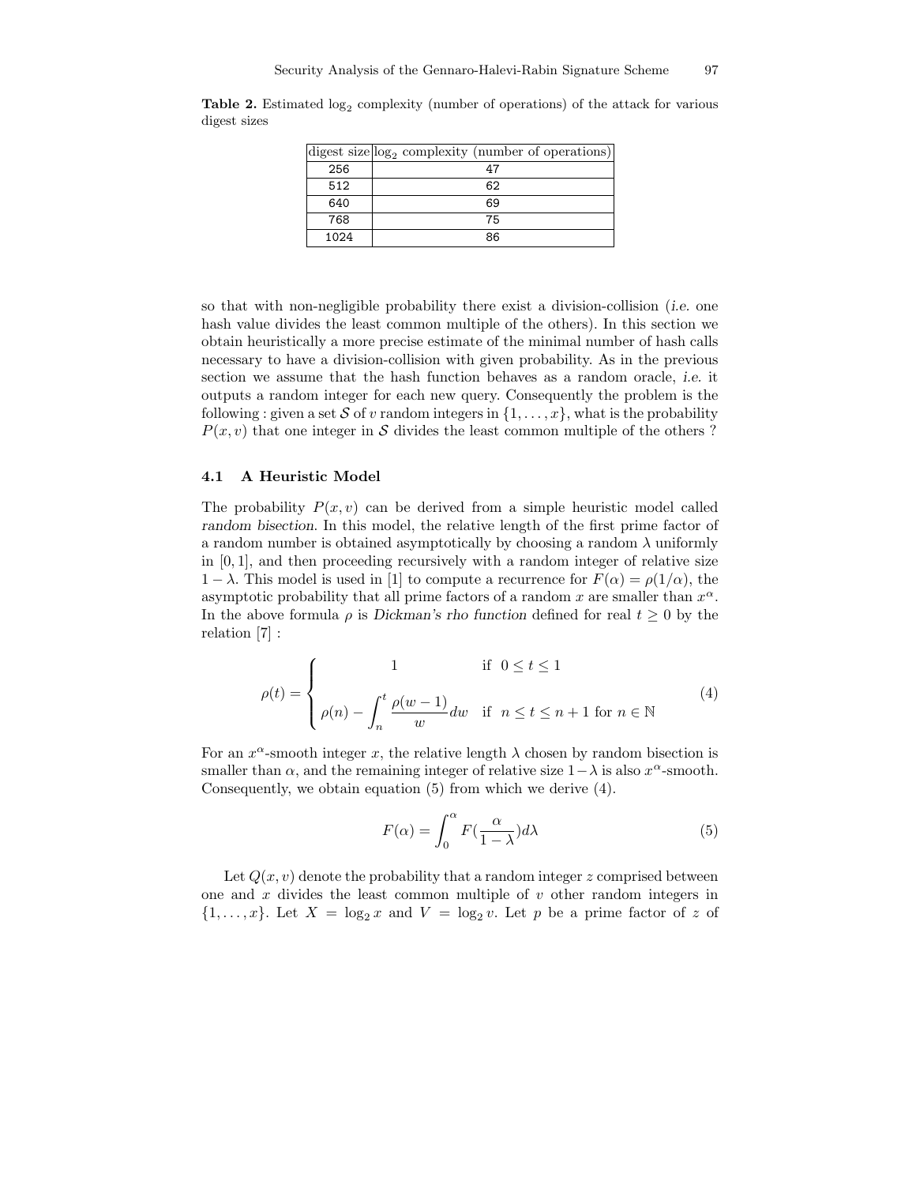**Table 2.** Estimated $\log_2$ complexity (number of operations) of the attack for various digest sizes

| digest size | $\log_2$ complexity (number of operations) |
|---|---|
| 256 | 47 |
| 512 | 62 |
| 640 | 69 |
| 768 | 75 |
| 1024 | 86 |

so that with non-negligible probability there exist a division-collision (*i.e.* one hash value divides the least common multiple of the others). In this section we obtain heuristically a more precise estimate of the minimal number of hash calls necessary to have a division-collision with given probability. As in the previous section we assume that the hash function behaves as a random oracle, *i.e.* it outputs a random integer for each new query. Consequently the problem is the following : given a set $\mathcal{S}$ of $v$ random integers in $\{1, \ldots, x\}$, what is the probability $P(x, v)$ that one integer in $\mathcal{S}$ divides the least common multiple of the others ?

### 4.1 A Heuristic Model

The probability $P(x, v)$ can be derived from a simple heuristic model called *random bisection*. In this model, the relative length of the first prime factor of a random number is obtained asymptotically by choosing a random $\lambda$ uniformly in $[0, 1]$, and then proceeding recursively with a random integer of relative size $1 - \lambda$. This model is used in [1] to compute a recurrence for $F(\alpha) = \rho(1/\alpha)$, the asymptotic probability that all prime factors of a random $x$ are smaller than $x^\alpha$. In the above formula $\rho$ is *Dickman's rho function* defined for real $t \geq 0$ by the relation [7] :

$$\rho(t) = \begin{cases} 1 & \text{if } 0 \leq t \leq 1 \\ \rho(n) - \displaystyle\int_n^t \frac{\rho(w-1)}{w} dw & \text{if } n \leq t \leq n+1 \text{ for } n \in \mathbb{N} \end{cases} \tag{4}$$

For an $x^\alpha$-smooth integer $x$, the relative length $\lambda$ chosen by random bisection is smaller than $\alpha$, and the remaining integer of relative size $1-\lambda$ is also $x^\alpha$-smooth. Consequently, we obtain equation (5) from which we derive (4).

$$F(\alpha) = \int_0^\alpha F\left(\frac{\alpha}{1-\lambda}\right) d\lambda \tag{5}$$

Let $Q(x, v)$ denote the probability that a random integer $z$ comprised between one and $x$ divides the least common multiple of $v$ other random integers in $\{1, \ldots, x\}$. Let $X = \log_2 x$ and $V = \log_2 v$. Let $p$ be a prime factor of $z$ of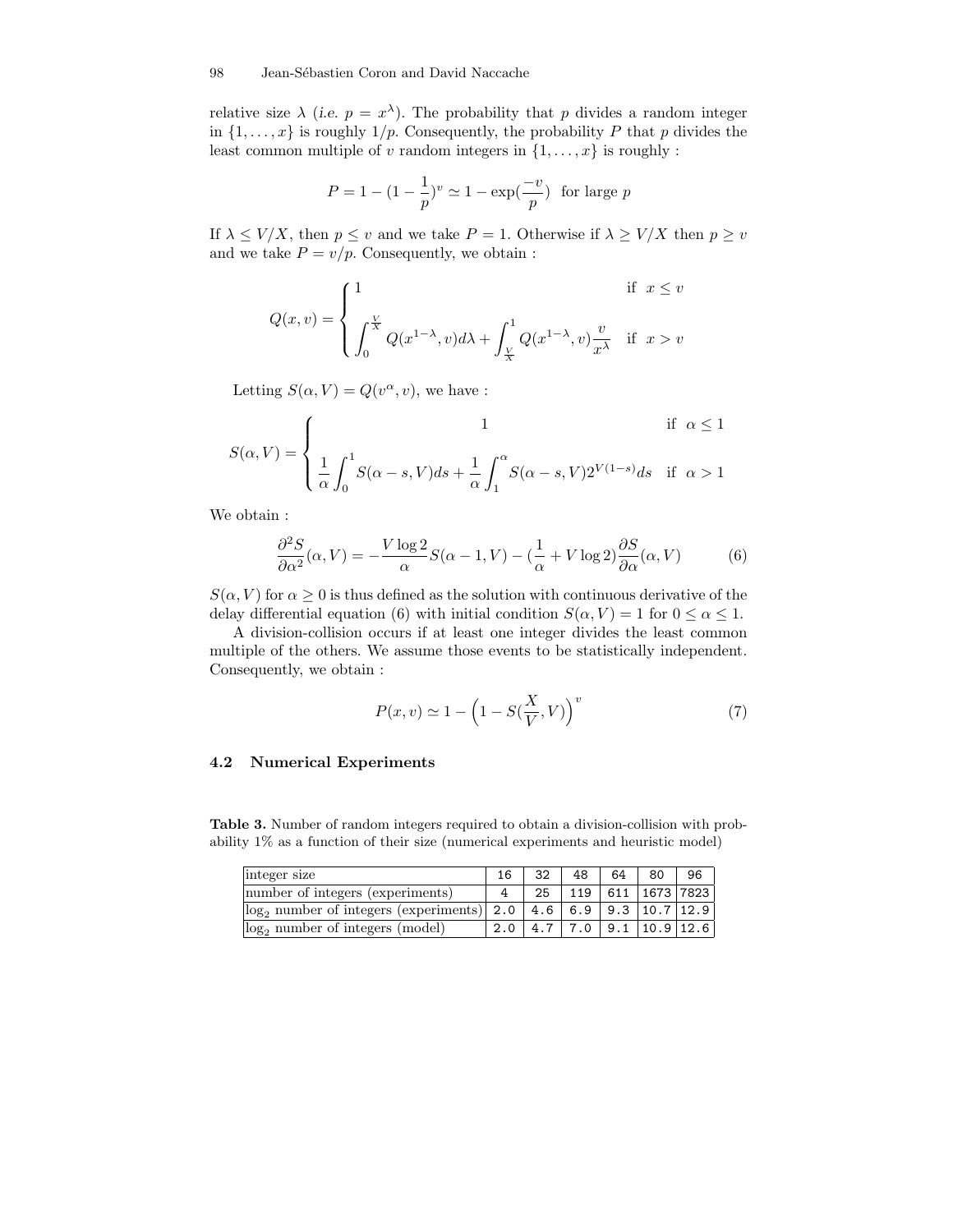relative size $\lambda$ (*i.e.* $p = x^{\lambda}$). The probability that $p$ divides a random integer in $\{1, \ldots, x\}$ is roughly $1/p$. Consequently, the probability $P$ that $p$ divides the least common multiple of $v$ random integers in $\{1, \ldots, x\}$ is roughly :

$$P = 1 - (1 - \frac{1}{p})^{v} \simeq 1 - \exp(\frac{-v}{p}) \text{ for large } p$$

If $\lambda \leq V/X$, then $p \leq v$ and we take $P = 1$. Otherwise if $\lambda \geq V/X$ then $p \geq v$ and we take $P = v/p$. Consequently, we obtain :

$$Q(x, v) = \begin{cases} 1 & \text{if } x \leq v \\ \displaystyle\int_0^{\frac{V}{X}} Q(x^{1-\lambda}, v) d\lambda + \int_{\frac{V}{X}}^{1} Q(x^{1-\lambda}, v) \frac{v}{x^{\lambda}} & \text{if } x > v \end{cases}$$

Letting $S(\alpha, V) = Q(v^{\alpha}, v)$, we have :

$$S(\alpha, V) = \begin{cases} 1 & \text{if } \alpha \leq 1 \\ \displaystyle\frac{1}{\alpha} \int_0^1 S(\alpha - s, V) ds + \frac{1}{\alpha} \int_1^{\alpha} S(\alpha - s, V) 2^{V(1-s)} ds & \text{if } \alpha > 1 \end{cases}$$

We obtain :

$$\frac{\partial^2 S}{\partial \alpha^2}(\alpha, V) = -\frac{V \log 2}{\alpha} S(\alpha - 1, V) - (\frac{1}{\alpha} + V \log 2) \frac{\partial S}{\partial \alpha}(\alpha, V) \tag{6}$$

$S(\alpha, V)$ for $\alpha \geq 0$ is thus defined as the solution with continuous derivative of the delay differential equation (6) with initial condition $S(\alpha, V) = 1$ for $0 \leq \alpha \leq 1$.

A division-collision occurs if at least one integer divides the least common multiple of the others. We assume those events to be statistically independent. Consequently, we obtain :

$$P(x, v) \simeq 1 - \left(1 - S(\frac{X}{V}, V)\right)^{v} \tag{7}$$

### 4.2 Numerical Experiments

**Table 3.** Number of random integers required to obtain a division-collision with probability 1% as a function of their size (numerical experiments and heuristic model)

| integer size | 16 | 32 | 48 | 64 | 80 | 96 |
|---|---|---|---|---|---|---|
| number of integers (experiments) | 4 | 25 | 119 | 611 | 1673 | 7823 |
| $\log_2$ number of integers (experiments) | 2.0 | 4.6 | 6.9 | 9.3 | 10.7 | 12.9 |
| $\log_2$ number of integers (model) | 2.0 | 4.7 | 7.0 | 9.1 | 10.9 | 12.6 |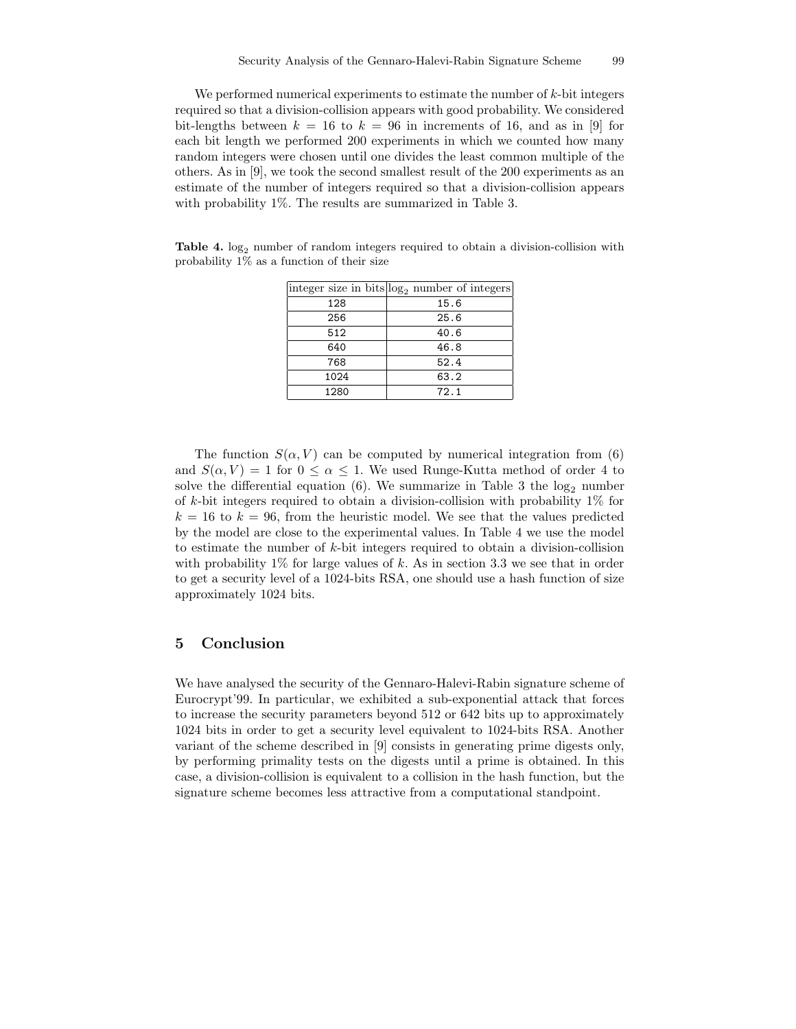We performed numerical experiments to estimate the number of $k$-bit integers required so that a division-collision appears with good probability. We considered bit-lengths between $k = 16$ to $k = 96$ in increments of 16, and as in [9] for each bit length we performed 200 experiments in which we counted how many random integers were chosen until one divides the least common multiple of the others. As in [9], we took the second smallest result of the 200 experiments as an estimate of the number of integers required so that a division-collision appears with probability 1%. The results are summarized in Table 3.

**Table 4.** $\log_2$ number of random integers required to obtain a division-collision with probability 1% as a function of their size

| integer size in bits | $\log_2$ number of integers |
|---|---|
| 128 | 15.6 |
| 256 | 25.6 |
| 512 | 40.6 |
| 640 | 46.8 |
| 768 | 52.4 |
| 1024 | 63.2 |
| 1280 | 72.1 |

The function $S(\alpha, V)$ can be computed by numerical integration from (6) and $S(\alpha, V) = 1$ for $0 \leq \alpha \leq 1$. We used Runge-Kutta method of order 4 to solve the differential equation (6). We summarize in Table 3 the $\log_2$ number of $k$-bit integers required to obtain a division-collision with probability 1% for $k = 16$ to $k = 96$, from the heuristic model. We see that the values predicted by the model are close to the experimental values. In Table 4 we use the model to estimate the number of $k$-bit integers required to obtain a division-collision with probability 1% for large values of $k$. As in section 3.3 we see that in order to get a security level of a 1024-bits RSA, one should use a hash function of size approximately 1024 bits.

## 5 Conclusion

We have analysed the security of the Gennaro-Halevi-Rabin signature scheme of Eurocrypt'99. In particular, we exhibited a sub-exponential attack that forces to increase the security parameters beyond 512 or 642 bits up to approximately 1024 bits in order to get a security level equivalent to 1024-bits RSA. Another variant of the scheme described in [9] consists in generating prime digests only, by performing primality tests on the digests until a prime is obtained. In this case, a division-collision is equivalent to a collision in the hash function, but the signature scheme becomes less attractive from a computational standpoint.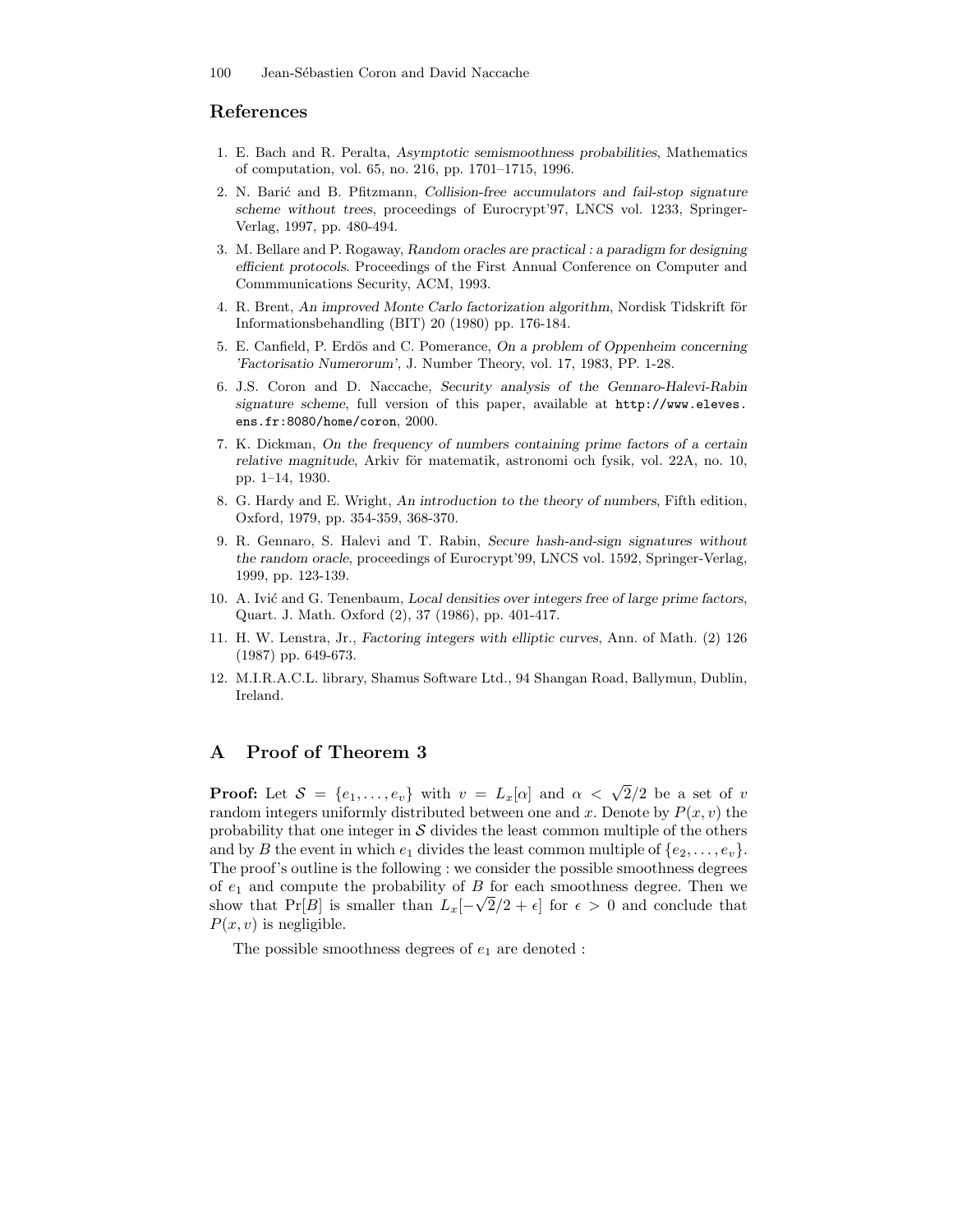## References

1. E. Bach and R. Peralta, *Asymptotic semismoothness probabilities*, Mathematics of computation, vol. 65, no. 216, pp. 1701–1715, 1996.
2. N. Barić and B. Pfitzmann, *Collision-free accumulators and fail-stop signature scheme without trees*, proceedings of Eurocrypt'97, LNCS vol. 1233, Springer-Verlag, 1997, pp. 480-494.
3. M. Bellare and P. Rogaway, *Random oracles are practical : a paradigm for designing efficient protocols*. Proceedings of the First Annual Conference on Computer and Commmunications Security, ACM, 1993.
4. R. Brent, *An improved Monte Carlo factorization algorithm*, Nordisk Tidskrift för Informationsbehandling (BIT) 20 (1980) pp. 176-184.
5. E. Canfield, P. Erdös and C. Pomerance, *On a problem of Oppenheim concerning 'Factorisatio Numerorum'*, J. Number Theory, vol. 17, 1983, PP. 1-28.
6. J.S. Coron and D. Naccache, *Security analysis of the Gennaro-Halevi-Rabin signature scheme*, full version of this paper, available at `http://www.eleves.ens.fr:8080/home/coron`, 2000.
7. K. Dickman, *On the frequency of numbers containing prime factors of a certain relative magnitude*, Arkiv för matematik, astronomi och fysik, vol. 22A, no. 10, pp. 1–14, 1930.
8. G. Hardy and E. Wright, *An introduction to the theory of numbers*, Fifth edition, Oxford, 1979, pp. 354-359, 368-370.
9. R. Gennaro, S. Halevi and T. Rabin, *Secure hash-and-sign signatures without the random oracle*, proceedings of Eurocrypt'99, LNCS vol. 1592, Springer-Verlag, 1999, pp. 123-139.
10. A. Ivić and G. Tenenbaum, *Local densities over integers free of large prime factors*, Quart. J. Math. Oxford (2), 37 (1986), pp. 401-417.
11. H. W. Lenstra, Jr., *Factoring integers with elliptic curves*, Ann. of Math. (2) 126 (1987) pp. 649-673.
12. M.I.R.A.C.L. library, Shamus Software Ltd., 94 Shangan Road, Ballymun, Dublin, Ireland.

## A Proof of Theorem 3

**Proof:** Let $\mathcal{S} = \{e_1, \ldots, e_v\}$ with $v = L_x[\alpha]$ and $\alpha < \sqrt{2}/2$ be a set of $v$ random integers uniformly distributed between one and $x$. Denote by $P(x, v)$ the probability that one integer in $\mathcal{S}$ divides the least common multiple of the others and by $B$ the event in which $e_1$ divides the least common multiple of $\{e_2, \ldots, e_v\}$. The proof's outline is the following : we consider the possible smoothness degrees of $e_1$ and compute the probability of $B$ for each smoothness degree. Then we show that $\Pr[B]$ is smaller than $L_x[-\sqrt{2}/2 + \epsilon]$ for $\epsilon > 0$ and conclude that $P(x, v)$ is negligible.

The possible smoothness degrees of $e_1$ are denoted :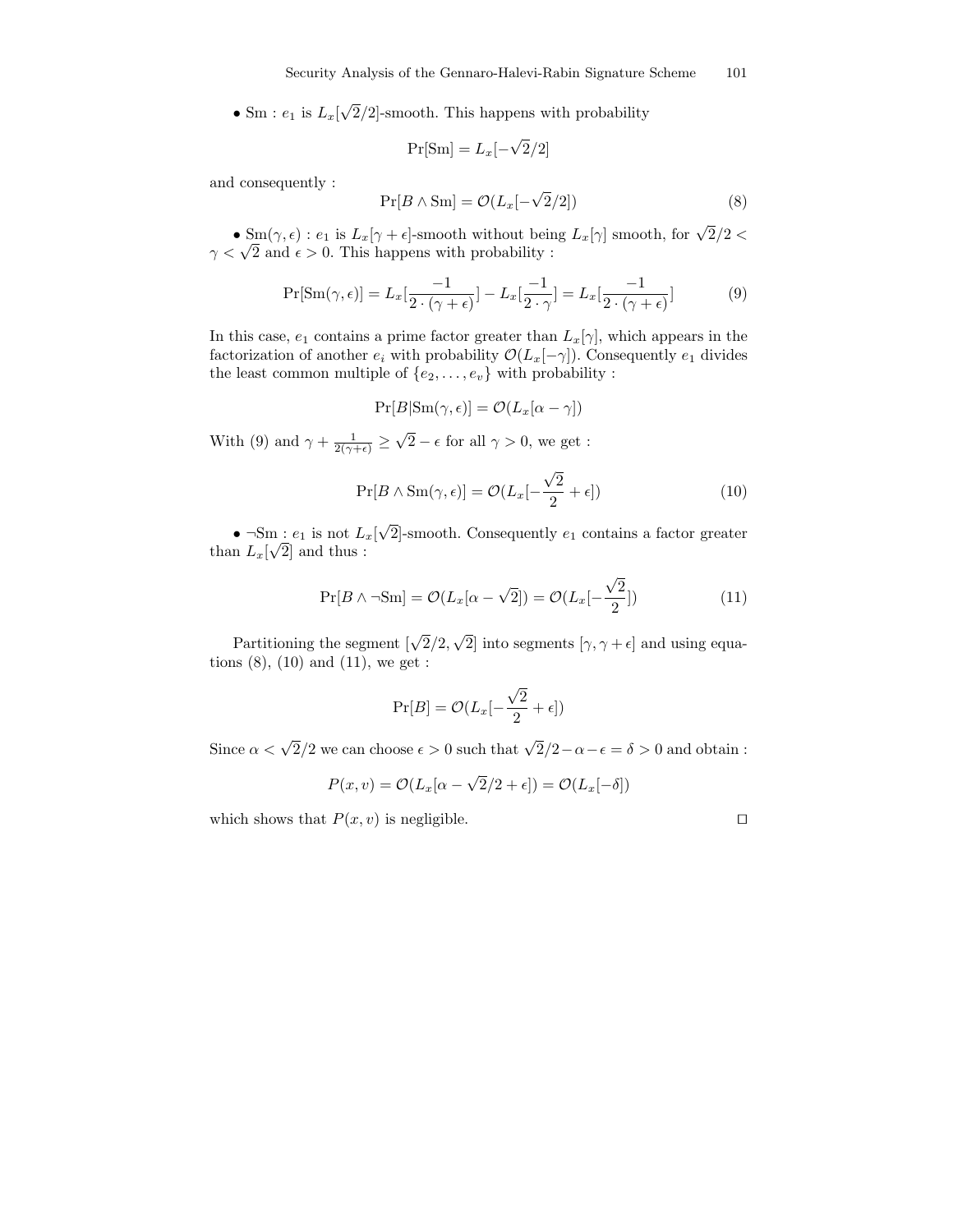• Sm : $e_1$ is $L_x[\sqrt{2}/2]$-smooth. This happens with probability

$$\Pr[\mathrm{Sm}] = L_x[-\sqrt{2}/2]$$

and consequently :

$$\Pr[B \wedge \mathrm{Sm}] = \mathcal{O}(L_x[-\sqrt{2}/2]) \tag{8}$$

• $\mathrm{Sm}(\gamma, \epsilon)$ : $e_1$ is $L_x[\gamma + \epsilon]$-smooth without being $L_x[\gamma]$ smooth, for $\sqrt{2}/2 < \gamma < \sqrt{2}$ and $\epsilon > 0$. This happens with probability :

$$\Pr[\mathrm{Sm}(\gamma, \epsilon)] = L_x[\frac{-1}{2 \cdot (\gamma + \epsilon)}] - L_x[\frac{-1}{2 \cdot \gamma}] = L_x[\frac{-1}{2 \cdot (\gamma + \epsilon)}] \tag{9}$$

In this case, $e_1$ contains a prime factor greater than $L_x[\gamma]$, which appears in the factorization of another $e_i$ with probability $\mathcal{O}(L_x[-\gamma])$. Consequently $e_1$ divides the least common multiple of $\{e_2, \ldots, e_v\}$ with probability :

$$\Pr[B|\mathrm{Sm}(\gamma, \epsilon)] = \mathcal{O}(L_x[\alpha - \gamma])$$

With (9) and $\gamma + \frac{1}{2(\gamma+\epsilon)} \geq \sqrt{2} - \epsilon$ for all $\gamma > 0$, we get :

$$\Pr[B \wedge \mathrm{Sm}(\gamma, \epsilon)] = \mathcal{O}(L_x[-\frac{\sqrt{2}}{2} + \epsilon]) \tag{10}$$

• $\neg\mathrm{Sm}$ : $e_1$ is not $L_x[\sqrt{2}]$-smooth. Consequently $e_1$ contains a factor greater than $L_x[\sqrt{2}]$ and thus :

$$\Pr[B \wedge \neg\mathrm{Sm}] = \mathcal{O}(L_x[\alpha - \sqrt{2}]) = \mathcal{O}(L_x[-\frac{\sqrt{2}}{2}]) \tag{11}$$

Partitioning the segment $[\sqrt{2}/2, \sqrt{2}]$ into segments $[\gamma, \gamma + \epsilon]$ and using equations (8), (10) and (11), we get :

$$\Pr[B] = \mathcal{O}(L_x[-\frac{\sqrt{2}}{2} + \epsilon])$$

Since $\alpha < \sqrt{2}/2$ we can choose $\epsilon > 0$ such that $\sqrt{2}/2 - \alpha - \epsilon = \delta > 0$ and obtain :

$$P(x, v) = \mathcal{O}(L_x[\alpha - \sqrt{2}/2 + \epsilon]) = \mathcal{O}(L_x[-\delta])$$

which shows that $P(x, v)$ is negligible. □